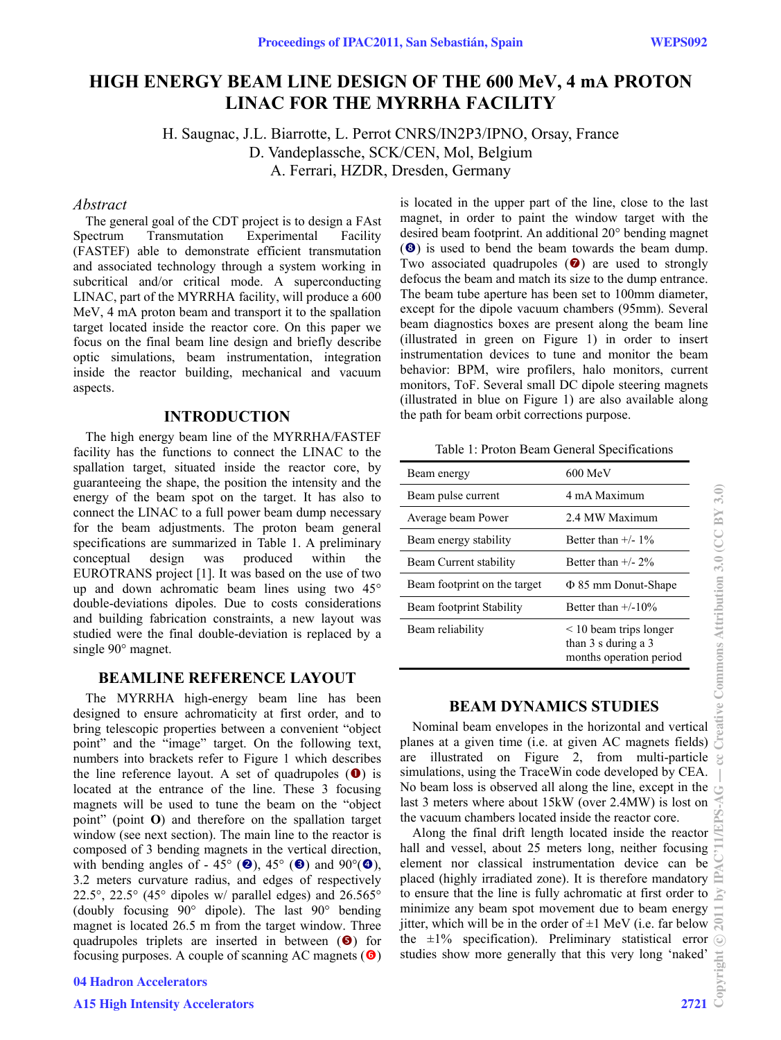# HIGH ENERGY BEAM LINE DESIGN OF THE 600 MeV, 4 mA PROTON LINAC FOR THE MYRRHA FACILITY

H. Saugnac, J.L. Biarrotte, L. Perrot CNRS/IN2P3/IPNO, Orsay, France
D. Vandeplassche, SCK/CEN, Mol, Belgium
A. Ferrari, HZDR, Dresden, Germany

### *Abstract*

The general goal of the CDT project is to design a FAst Spectrum Transmutation Experimental Facility (FASTEF) able to demonstrate efficient transmutation and associated technology through a system working in subcritical and/or critical mode. A superconducting LINAC, part of the MYRRHA facility, will produce a 600 MeV, 4 mA proton beam and transport it to the spallation target located inside the reactor core. On this paper we focus on the final beam line design and briefly describe optic simulations, beam instrumentation, integration inside the reactor building, mechanical and vacuum aspects.

## INTRODUCTION

The high energy beam line of the MYRRHA/FASTEF facility has the functions to connect the LINAC to the spallation target, situated inside the reactor core, by guaranteeing the shape, the position the intensity and the energy of the beam spot on the target. It has also to connect the LINAC to a full power beam dump necessary for the beam adjustments. The proton beam general specifications are summarized in Table 1. A preliminary conceptual design was produced within the EUROTRANS project [1]. It was based on the use of two up and down achromatic beam lines using two 45° double-deviations dipoles. Due to costs considerations and building fabrication constraints, a new layout was studied were the final double-deviation is replaced by a single 90° magnet.

## BEAMLINE REFERENCE LAYOUT

The MYRRHA high-energy beam line has been designed to ensure achromaticity at first order, and to bring telescopic properties between a convenient "object point" and the "image" target. On the following text, numbers into brackets refer to Figure 1 which describes the line reference layout. A set of quadrupoles (❶) is located at the entrance of the line. These 3 focusing magnets will be used to tune the beam on the "object point" (point **O**) and therefore on the spallation target window (see next section). The main line to the reactor is composed of 3 bending magnets in the vertical direction, with bending angles of - 45° (❷), 45° (❸) and 90°(❹), 3.2 meters curvature radius, and edges of respectively 22.5°, 22.5° (45° dipoles w/ parallel edges) and 26.565° (doubly focusing 90° dipole). The last 90° bending magnet is located 26.5 m from the target window. Three quadrupoles triplets are inserted in between (❺) for focusing purposes. A couple of scanning AC magnets (❻) is located in the upper part of the line, close to the last magnet, in order to paint the window target with the desired beam footprint. An additional 20° bending magnet (❽) is used to bend the beam towards the beam dump. Two associated quadrupoles (❼) are used to strongly defocus the beam and match its size to the dump entrance. The beam tube aperture has been set to 100mm diameter, except for the dipole vacuum chambers (95mm). Several beam diagnostics boxes are present along the beam line (illustrated in green on Figure 1) in order to insert instrumentation devices to tune and monitor the beam behavior: BPM, wire profilers, halo monitors, current monitors, ToF. Several small DC dipole steering magnets (illustrated in blue on Figure 1) are also available along the path for beam orbit corrections purpose.

Table 1: Proton Beam General Specifications

| | |
|---|---|
| Beam energy | 600 MeV |
| Beam pulse current | 4 mA Maximum |
| Average beam Power | 2.4 MW Maximum |
| Beam energy stability | Better than +/- 1% |
| Beam Current stability | Better than +/- 2% |
| Beam footprint on the target | Φ 85 mm Donut-Shape |
| Beam footprint Stability | Better than +/-10% |
| Beam reliability | < 10 beam trips longer than 3 s during a 3 months operation period |

## BEAM DYNAMICS STUDIES

Nominal beam envelopes in the horizontal and vertical planes at a given time (i.e. at given AC magnets fields) are illustrated on Figure 2, from multi-particle simulations, using the TraceWin code developed by CEA. No beam loss is observed all along the line, except in the last 3 meters where about 15kW (over 2.4MW) is lost on the vacuum chambers located inside the reactor core.

Along the final drift length located inside the reactor hall and vessel, about 25 meters long, neither focusing element nor classical instrumentation device can be placed (highly irradiated zone). It is therefore mandatory to ensure that the line is fully achromatic at first order to minimize any beam spot movement due to beam energy jitter, which will be in the order of ±1 MeV (i.e. far below the ±1% specification). Preliminary statistical error studies show more generally that this very long 'naked'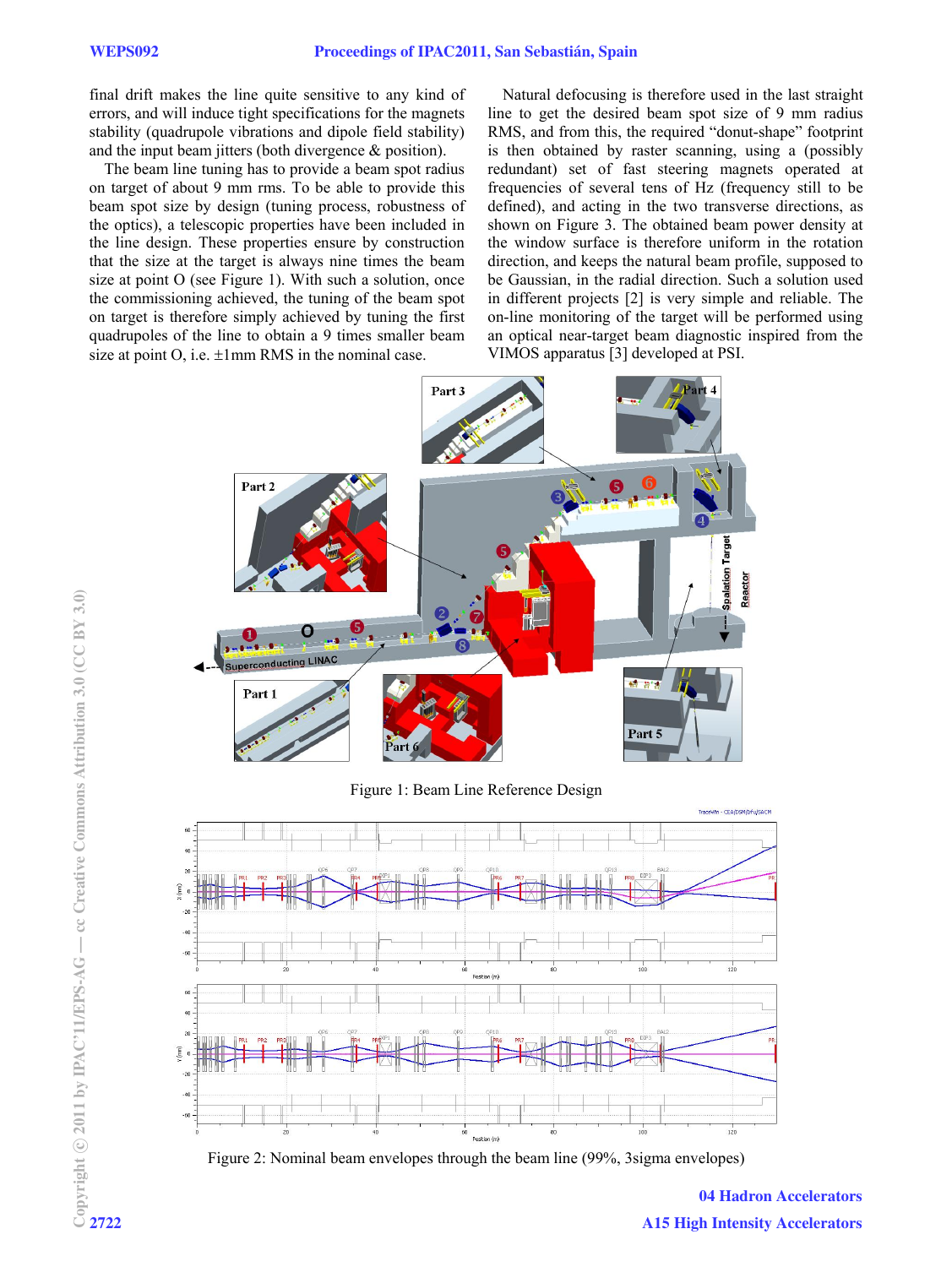final drift makes the line quite sensitive to any kind of errors, and will induce tight specifications for the magnets stability (quadrupole vibrations and dipole field stability) and the input beam jitters (both divergence & position).

The beam line tuning has to provide a beam spot radius on target of about 9 mm rms. To be able to provide this beam spot size by design (tuning process, robustness of the optics), a telescopic properties have been included in the line design. These properties ensure by construction that the size at the target is always nine times the beam size at point O (see Figure 1). With such a solution, once the commissioning achieved, the tuning of the beam spot on target is therefore simply achieved by tuning the first quadrupoles of the line to obtain a 9 times smaller beam size at point O, i.e. ±1mm RMS in the nominal case.

Natural defocusing is therefore used in the last straight line to get the desired beam spot size of 9 mm radius RMS, and from this, the required "donut-shape" footprint is then obtained by raster scanning, using a (possibly redundant) set of fast steering magnets operated at frequencies of several tens of Hz (frequency still to be defined), and acting in the two transverse directions, as shown on Figure 3. The obtained beam power density at the window surface is therefore uniform in the rotation direction, and keeps the natural beam profile, supposed to be Gaussian, in the radial direction. Such a solution used in different projects [2] is very simple and reliable. The on-line monitoring of the target will be performed using an optical near-target beam diagnostic inspired from the VIMOS apparatus [3] developed at PSI.

Figure 1: Beam Line Reference Design

Figure 2: Nominal beam envelopes through the beam line (99%, 3sigma envelopes)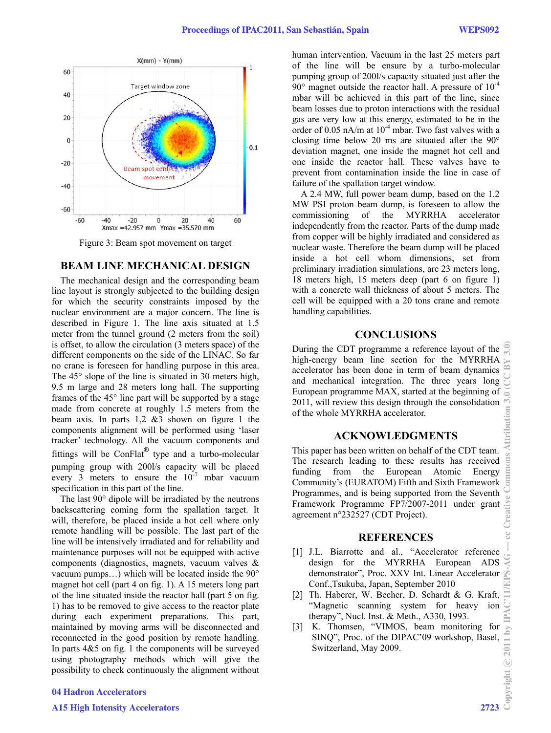X(mm) - Y(mm)

Target window zone

Beam spot centre movement

Xmax =42.957 mm Ymax =35.570 mm

Figure 3: Beam spot movement on target

## BEAM LINE MECHANICAL DESIGN

The mechanical design and the corresponding beam line layout is strongly subjected to the building design for which the security constraints imposed by the nuclear environment are a major concern. The line is described in Figure 1. The line axis situated at 1.5 meter from the tunnel ground (2 meters from the soil) is offset, to allow the circulation (3 meters space) of the different components on the side of the LINAC. So far no crane is foreseen for handling purpose in this area. The 45° slope of the line is situated in 30 meters high, 9.5 m large and 28 meters long hall. The supporting frames of the 45° line part will be supported by a stage made from concrete at roughly 1.5 meters from the beam axis. In parts 1,2 &3 shown on figure 1 the components alignment will be performed using 'laser tracker' technology. All the vacuum components and fittings will be ConFlat® type and a turbo-molecular pumping group with 200l/s capacity will be placed every 3 meters to ensure the $10^{-7}$ mbar vacuum specification in this part of the line.

The last 90° dipole will be irradiated by the neutrons backscattering coming form the spallation target. It will, therefore, be placed inside a hot cell where only remote handling will be possible. The last part of the line will be intensively irradiated and for reliability and maintenance purposes will not be equipped with active components (diagnostics, magnets, vacuum valves & vacuum pumps…) which will be located inside the 90° magnet hot cell (part 4 on fig. 1). A 15 meters long part of the line situated inside the reactor hall (part 5 on fig. 1) has to be removed to give access to the reactor plate during each experiment preparations. This part, maintained by moving arms will be disconnected and reconnected in the good position by remote handling. In parts 4&5 on fig. 1 the components will be surveyed using photography methods which will give the possibility to check continuously the alignment without human intervention. Vacuum in the last 25 meters part of the line will be ensure by a turbo-molecular pumping group of 200l/s capacity situated just after the 90° magnet outside the reactor hall. A pressure of $10^{-4}$ mbar will be achieved in this part of the line, since beam losses due to proton interactions with the residual gas are very low at this energy, estimated to be in the order of 0.05 nA/m at $10^{-4}$ mbar. Two fast valves with a closing time below 20 ms are situated after the 90° deviation magnet, one inside the magnet hot cell and one inside the reactor hall. These valves have to prevent from contamination inside the line in case of failure of the spallation target window.

A 2.4 MW, full power beam dump, based on the 1.2 MW PSI proton beam dump, is foreseen to allow the commissioning of the MYRRHA accelerator independently from the reactor. Parts of the dump made from copper will be highly irradiated and considered as nuclear waste. Therefore the beam dump will be placed inside a hot cell whom dimensions, set from preliminary irradiation simulations, are 23 meters long, 18 meters high, 15 meters deep (part 6 on figure 1) with a concrete wall thickness of about 5 meters. The cell will be equipped with a 20 tons crane and remote handling capabilities.

## CONCLUSIONS

During the CDT programme a reference layout of the high-energy beam line section for the MYRRHA accelerator has been done in term of beam dynamics and mechanical integration. The three years long European programme MAX, started at the beginning of 2011, will review this design through the consolidation of the whole MYRRHA accelerator.

## ACKNOWLEDGMENTS

This paper has been written on behalf of the CDT team. The research leading to these results has received funding from the European Atomic Energy Community's (EURATOM) Fifth and Sixth Framework Programmes, and is being supported from the Seventh Framework Programme FP7/2007-2011 under grant agreement n°232527 (CDT Project).

## REFERENCES

[1] J.L. Biarrotte and al., "Accelerator reference design for the MYRRHA European ADS demonstrator", Proc. XXV Int. Linear Accelerator Conf.,Tsukuba, Japan, September 2010

[2] Th. Haberer, W. Becher, D. Schardt & G. Kraft, "Magnetic scanning system for heavy ion therapy", Nucl. Inst. & Meth., A330, 1993.

[3] K. Thomsen, "VIMOS, beam monitoring for SINQ", Proc. of the DIPAC'09 workshop, Basel, Switzerland, May 2009.